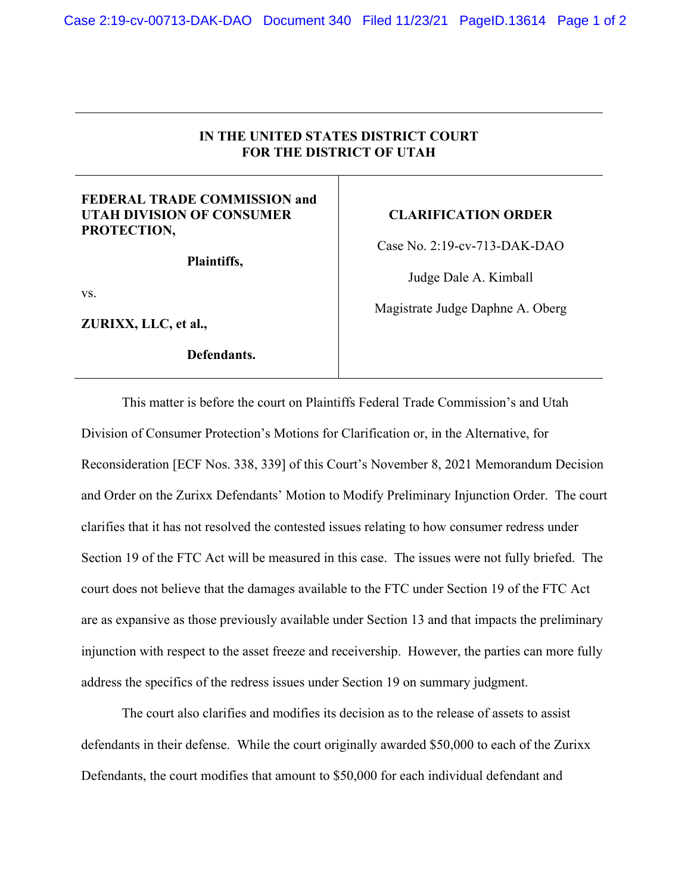**IN THE UNITED STATES DISTRICT COURT**
**FOR THE DISTRICT OF UTAH**

| | |
|---|---|
| **FEDERAL TRADE COMMISSION and UTAH DIVISION OF CONSUMER PROTECTION,**<br><br>**Plaintiffs,**<br><br>vs.<br><br>**ZURIXX, LLC, et al.,**<br><br>**Defendants.** | **CLARIFICATION ORDER**<br><br>Case No. 2:19-cv-713-DAK-DAO<br><br>Judge Dale A. Kimball<br><br>Magistrate Judge Daphne A. Oberg |

This matter is before the court on Plaintiffs Federal Trade Commission's and Utah Division of Consumer Protection's Motions for Clarification or, in the Alternative, for Reconsideration [ECF Nos. 338, 339] of this Court's November 8, 2021 Memorandum Decision and Order on the Zurixx Defendants' Motion to Modify Preliminary Injunction Order. The court clarifies that it has not resolved the contested issues relating to how consumer redress under Section 19 of the FTC Act will be measured in this case. The issues were not fully briefed. The court does not believe that the damages available to the FTC under Section 19 of the FTC Act are as expansive as those previously available under Section 13 and that impacts the preliminary injunction with respect to the asset freeze and receivership. However, the parties can more fully address the specifics of the redress issues under Section 19 on summary judgment.

The court also clarifies and modifies its decision as to the release of assets to assist defendants in their defense. While the court originally awarded $50,000 to each of the Zurixx Defendants, the court modifies that amount to $50,000 for each individual defendant and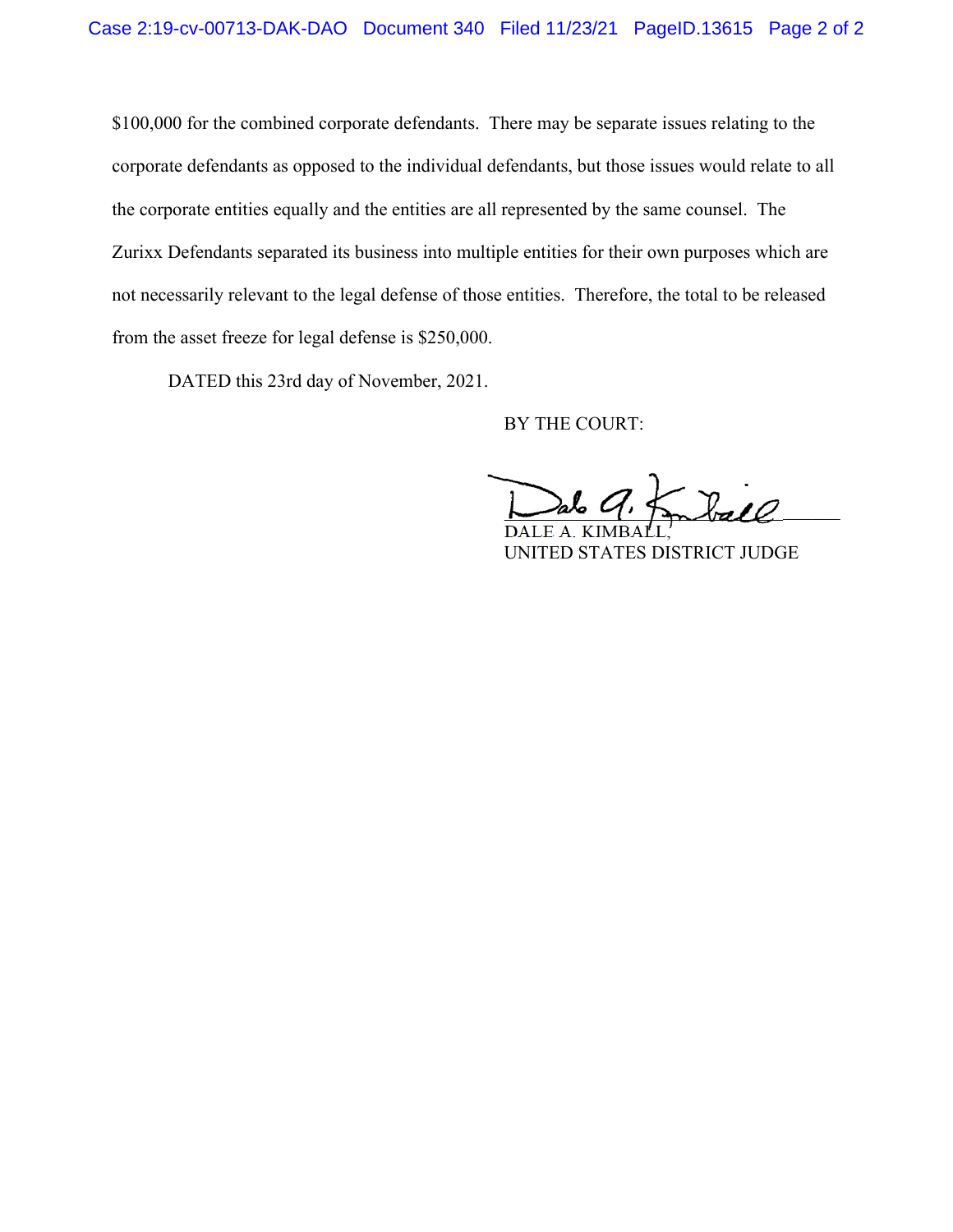$100,000 for the combined corporate defendants. There may be separate issues relating to the corporate defendants as opposed to the individual defendants, but those issues would relate to all the corporate entities equally and the entities are all represented by the same counsel. The Zurixx Defendants separated its business into multiple entities for their own purposes which are not necessarily relevant to the legal defense of those entities. Therefore, the total to be released from the asset freeze for legal defense is $250,000.

DATED this 23rd day of November, 2021.

BY THE COURT:

DALE A. KIMBALL,
UNITED STATES DISTRICT JUDGE